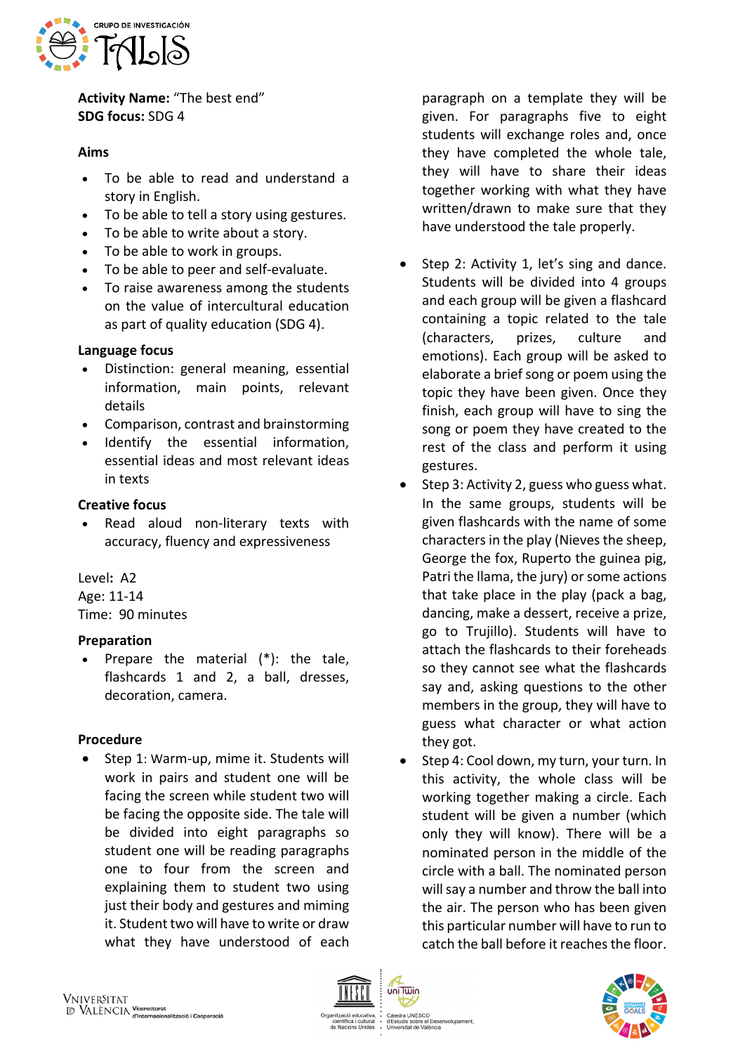**Activity Name:** "The best end"
**SDG focus:** SDG 4

**Aims**

- To be able to read and understand a story in English.
- To be able to tell a story using gestures.
- To be able to write about a story.
- To be able to work in groups.
- To be able to peer and self-evaluate.
- To raise awareness among the students on the value of intercultural education as part of quality education (SDG 4).

**Language focus**

- Distinction: general meaning, essential information, main points, relevant details
- Comparison, contrast and brainstorming
- Identify the essential information, essential ideas and most relevant ideas in texts

**Creative focus**

- Read aloud non-literary texts with accuracy, fluency and expressiveness

Level**:** A2
Age: 11-14
Time: 90 minutes

**Preparation**

- Prepare the material (*): the tale, flashcards 1 and 2, a ball, dresses, decoration, camera.

**Procedure**

- Step 1: Warm-up, mime it. Students will work in pairs and student one will be facing the screen while student two will be facing the opposite side. The tale will be divided into eight paragraphs so student one will be reading paragraphs one to four from the screen and explaining them to student two using just their body and gestures and miming it. Student two will have to write or draw what they have understood of each paragraph on a template they will be given. For paragraphs five to eight students will exchange roles and, once they have completed the whole tale, they will have to share their ideas together working with what they have written/drawn to make sure that they have understood the tale properly.

- Step 2: Activity 1, let's sing and dance. Students will be divided into 4 groups and each group will be given a flashcard containing a topic related to the tale (characters, prizes, culture and emotions). Each group will be asked to elaborate a brief song or poem using the topic they have been given. Once they finish, each group will have to sing the song or poem they have created to the rest of the class and perform it using gestures.
- Step 3: Activity 2, guess who guess what. In the same groups, students will be given flashcards with the name of some characters in the play (Nieves the sheep, George the fox, Ruperto the guinea pig, Patri the llama, the jury) or some actions that take place in the play (pack a bag, dancing, make a dessert, receive a prize, go to Trujillo). Students will have to attach the flashcards to their foreheads so they cannot see what the flashcards say and, asking questions to the other members in the group, they will have to guess what character or what action they got.
- Step 4: Cool down, my turn, your turn. In this activity, the whole class will be working together making a circle. Each student will be given a number (which only they will know). There will be a nominated person in the middle of the circle with a ball. The nominated person will say a number and throw the ball into the air. The person who has been given this particular number will have to run to catch the ball before it reaches the floor.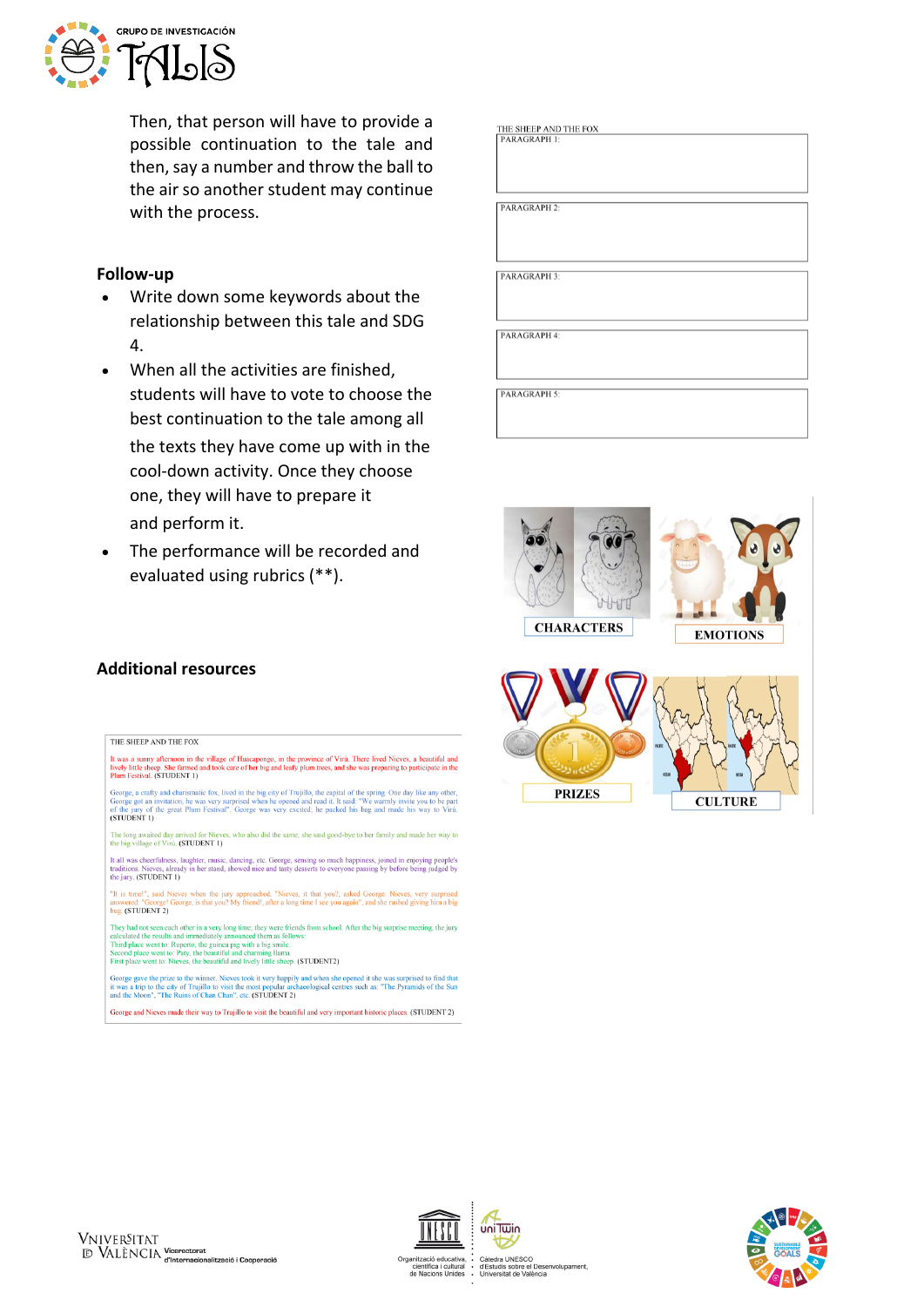Then, that person will have to provide a possible continuation to the tale and then, say a number and throw the ball to the air so another student may continue with the process.

THE SHEEP AND THE FOX

| PARAGRAPH 1: |
|---|
| PARAGRAPH 2: |
| PARAGRAPH 3: |
| PARAGRAPH 4: |
| PARAGRAPH 5: |

### Follow-up

- Write down some keywords about the relationship between this tale and SDG 4.
- When all the activities are finished, students will have to vote to choose the best continuation to the tale among all the texts they have come up with in the cool-down activity. Once they choose one, they will have to prepare it and perform it.
- The performance will be recorded and evaluated using rubrics (**).

CHARACTERS

EMOTIONS

PRIZES

CULTURE

### Additional resources

THE SHEEP AND THE FOX

It was a sunny afternoon in the village of Huacapongo, in the province of Virú. There lived Nieves, a beautiful and lovely little sheep. She farmed and took care of her big and leafy plum trees, and she was preparing to participate in the Plum Festival. (STUDENT 1)

George, a crafty and charismatic fox, lived in the big city of Trujillo, the capital of the spring. One day like any other, George got an invitation, he was very surprised when he opened and read it. It said: "We warmly invite you to be part of the jury of the great Plum Festival". George was very excited; he packed his bag and made his way to Virú. (STUDENT 1)

The long awaited day arrived for Nieves, who also did the same; she said good-bye to her family and made her way to the big village of Virú. (STUDENT 1)

It all was cheerfulness, laughter, music, dancing, etc. George, sensing so much happiness, joined in enjoying people's traditions. Nieves, already in her stand, showed nice and tasty desserts to everyone passing by before being judged by the jury. (STUDENT 1)

"It is time!", said Nieves when the jury approached. "Nieves, it that you?, asked George. Nieves, very surprised answered: "George! George, is that you? My friend!, after a long time I see you again", and she rushed giving him a big hug. (STUDENT 2)

They had not seen each other in a very long time; they were friends from school. After the big surprise meeting, the jury calculated the results and immediately announced them as follows:
Third place went to: Ruperto, the guinea pig with a big smile.
Second place went to: Paty, the beautiful and charming llama.
First place went to: Nieves, the beautiful and lively little sheep. (STUDENT2)

George gave the prize to the winner. Nieves took it very happily and when she opened it she was surprised to find that it was a trip to the city of Trujillo to visit the most popular archaeological centres such as: "The Pyramids of the Sun and the Moon", "The Ruins of Chan Chan", etc. (STUDENT 2)

George and Nieves made their way to Trujillo to visit the beautiful and very important historic places. (STUDENT 2)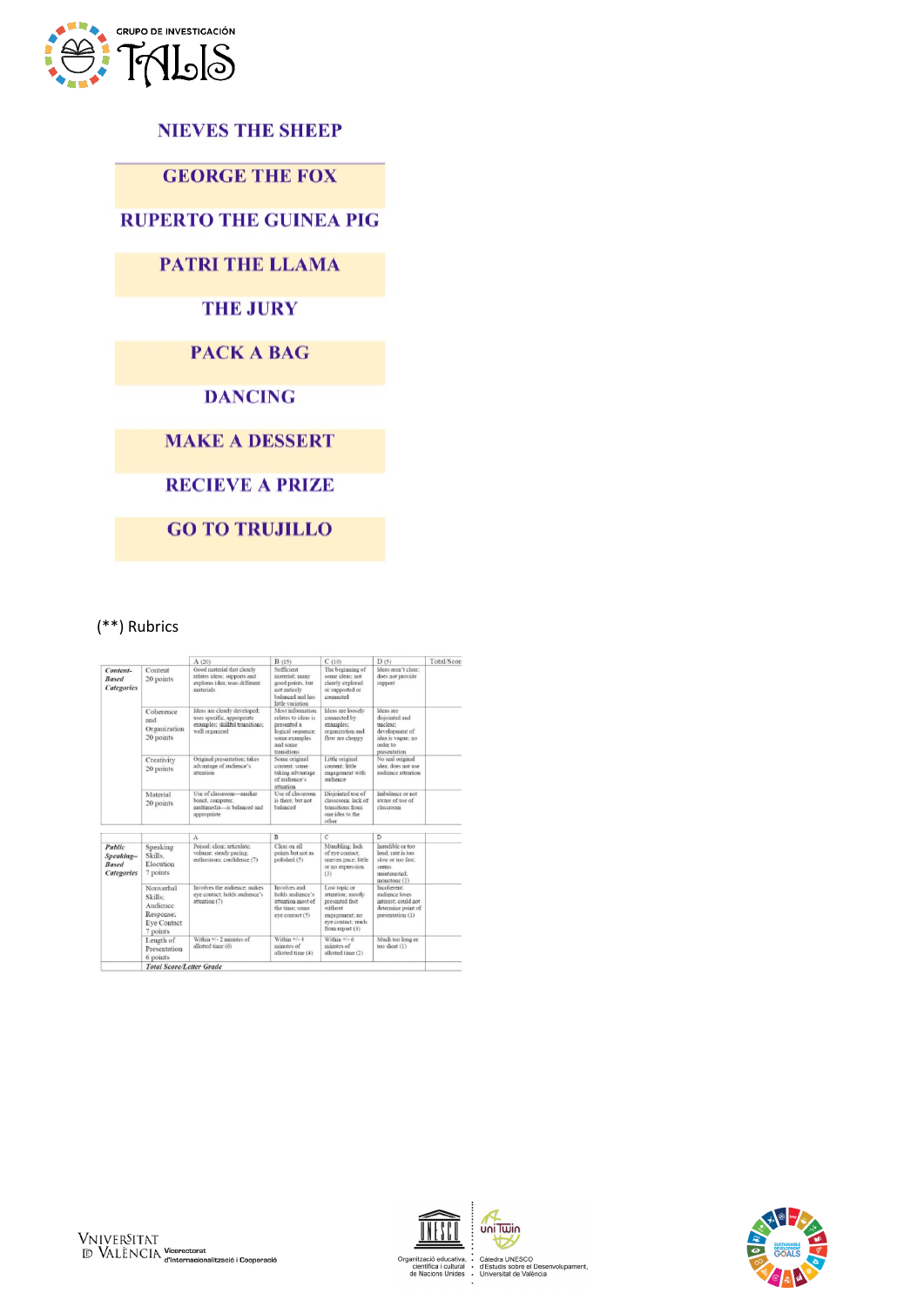| |
|---|
| NIEVES THE SHEEP |
| GEORGE THE FOX |
| RUPERTO THE GUINEA PIG |
| PATRI THE LLAMA |
| THE JURY |
| PACK A BAG |
| DANCING |
| MAKE A DESSERT |
| RECIEVE A PRIZE |
| GO TO TRUJILLO |

(**) Rubrics

| | | A (20) | B (15) | C (10) | D (5) | Total/Score |
|---|---|---|---|---|---|---|
| *Content-Based Categories* | Content 20 points | Good material that clearly relates ideas; supports and explores idea; uses different materials | Sufficient material; many good points, but not entirely balanced and has little variation | The beginning of some ideas; not clearly explored or supported or connected | Ideas aren't clear; does not provide support | |
| | Coherence and Organization 20 points | Ideas are clearly developed; uses specific, appropriate examples; skillful transitions; well organized | Most information relates to ideas is presented a logical sequence; some examples and some transitions | Ideas are loosely connected by examples; organization and flow are choppy | Ideas are disjointed and unclear; development of idea is vague; no order to presentation | |
| | Creativity 20 points | Original presentation; takes advantage of audience's attention | Some original content; some taking advantage of audience's attention | Little original content; little engagement with audience | No real original idea; does not use audience attention | |
| | Material 20 points | Use of classroom—marker board, computer, multimedia—is balanced and appropriate | Use of classroom is there, but not balanced | Disjointed use of classroom, lack of transitions from one idea to the other | Imbalance or not aware of use of classroom | |
| | | A | B | C | D | |
| *Public Speaking–Based Categories* | Speaking Skills, Elocution 7 points | Poised; clear; articulate; volume; steady pacing; enthusiasm; confidence (7) | Clear on all points but not as polished (5) | Mumbling; lack of eye contact; uneven pace; little or no expression (3) | Inaudible or too loud; rate is too slow or too fast; seems uninterested; monotone (1) | |
| | Nonverbal Skills; Audience Response; Eye Contact 7 points | Involves the audience; makes eye contact; holds audience's attention (7) | Involves and holds audience's attention most of the time; some eye contact (5) | Lost topic or attention; mostly presented fact without engagement; no eye contact; reads from report (3) | Incoherent; audience loses interest; could not determine point of presentation (1) | |
| | Length of Presentation 6 points | Within +/- 2 minutes of allotted time (6) | Within +/- 4 minutes of allotted time (4) | Within +/- 6 minutes of allotted time (2) | Much too long or too short (1) | |
| | *Total Score/Letter Grade* | | | | | |